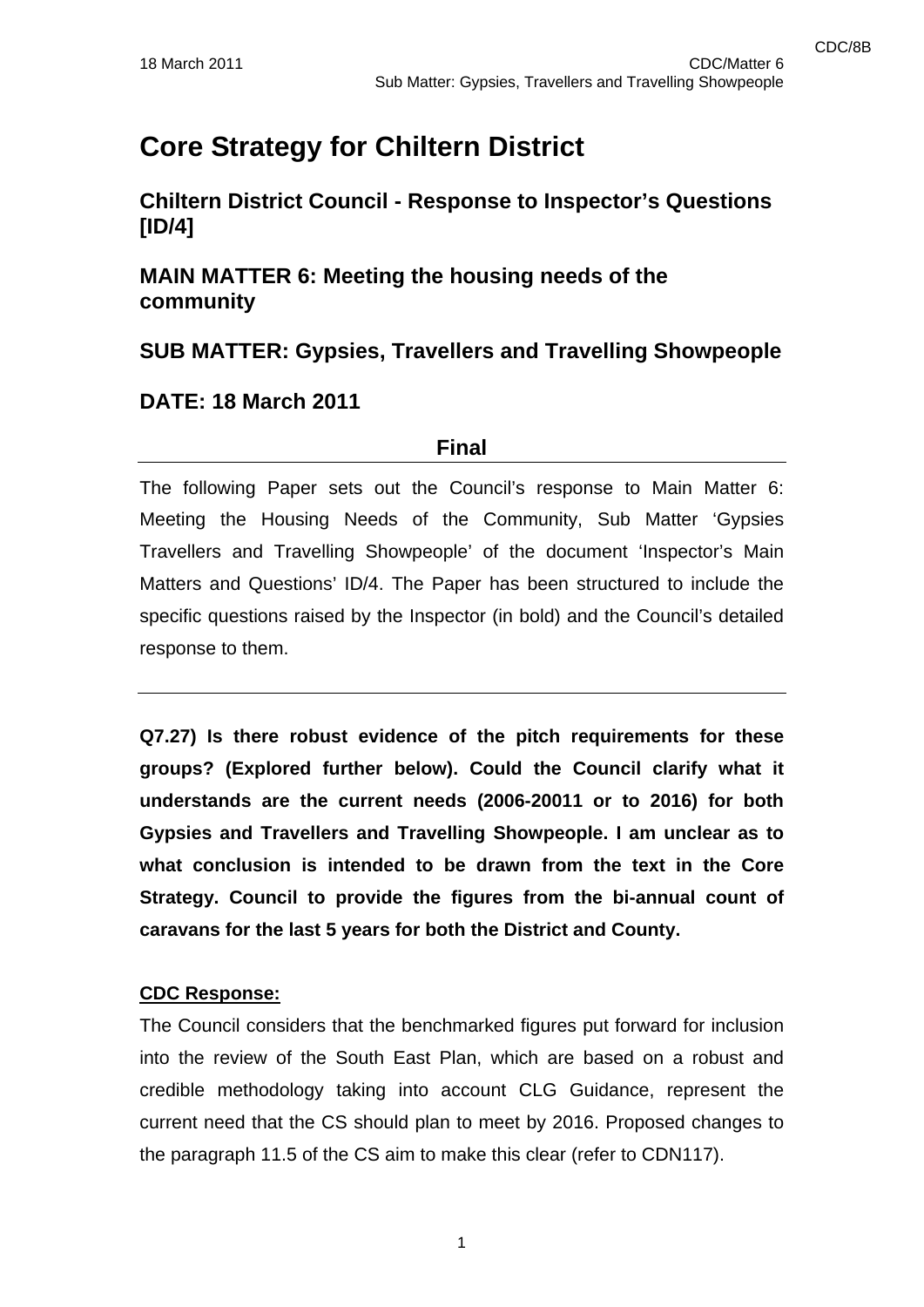# Core Strategy for Chiltern District

## Chiltern District Council - Response to Inspector's Questions [ID/4]

## MAIN MATTER 6: Meeting the housing needs of the community

## SUB MATTER: Gypsies, Travellers and Travelling Showpeople

## DATE: 18 March 2011

**Final**

---

The following Paper sets out the Council's response to Main Matter 6: Meeting the Housing Needs of the Community, Sub Matter 'Gypsies Travellers and Travelling Showpeople' of the document 'Inspector's Main Matters and Questions' ID/4. The Paper has been structured to include the specific questions raised by the Inspector (in bold) and the Council's detailed response to them.

---

**Q7.27) Is there robust evidence of the pitch requirements for these groups? (Explored further below). Could the Council clarify what it understands are the current needs (2006-20011 or to 2016) for both Gypsies and Travellers and Travelling Showpeople. I am unclear as to what conclusion is intended to be drawn from the text in the Core Strategy. Council to provide the figures from the bi-annual count of caravans for the last 5 years for both the District and County.**

**CDC Response:**

The Council considers that the benchmarked figures put forward for inclusion into the review of the South East Plan, which are based on a robust and credible methodology taking into account CLG Guidance, represent the current need that the CS should plan to meet by 2016. Proposed changes to the paragraph 11.5 of the CS aim to make this clear (refer to CDN117).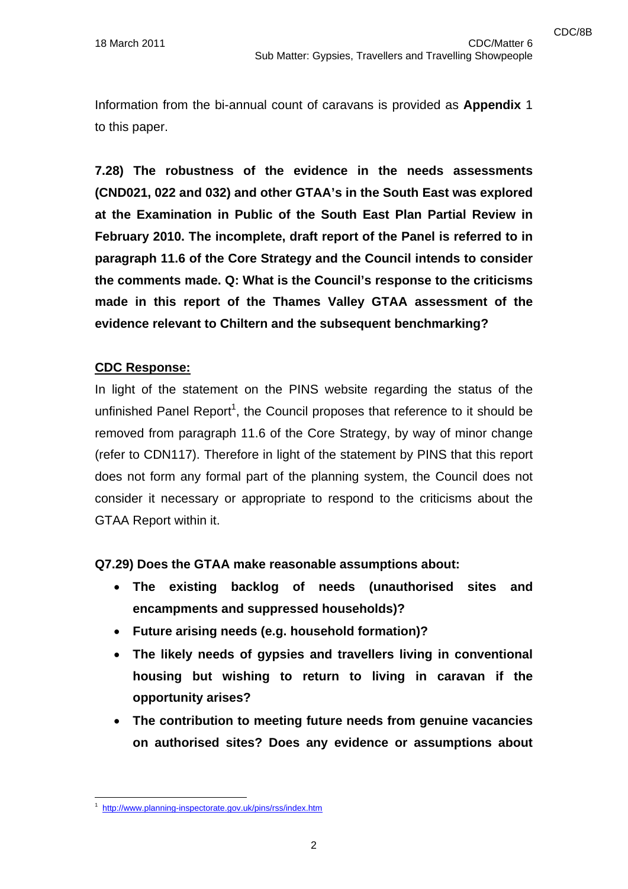Information from the bi-annual count of caravans is provided as **Appendix** 1 to this paper.

**7.28) The robustness of the evidence in the needs assessments (CND021, 022 and 032) and other GTAA's in the South East was explored at the Examination in Public of the South East Plan Partial Review in February 2010. The incomplete, draft report of the Panel is referred to in paragraph 11.6 of the Core Strategy and the Council intends to consider the comments made. Q: What is the Council's response to the criticisms made in this report of the Thames Valley GTAA assessment of the evidence relevant to Chiltern and the subsequent benchmarking?**

**<u>CDC Response:</u>**

In light of the statement on the PINS website regarding the status of the unfinished Panel Report[1], the Council proposes that reference to it should be removed from paragraph 11.6 of the Core Strategy, by way of minor change (refer to CDN117). Therefore in light of the statement by PINS that this report does not form any formal part of the planning system, the Council does not consider it necessary or appropriate to respond to the criticisms about the GTAA Report within it.

**Q7.29) Does the GTAA make reasonable assumptions about:**

- **The existing backlog of needs (unauthorised sites and encampments and suppressed households)?**
- **Future arising needs (e.g. household formation)?**
- **The likely needs of gypsies and travellers living in conventional housing but wishing to return to living in caravan if the opportunity arises?**
- **The contribution to meeting future needs from genuine vacancies on authorised sites? Does any evidence or assumptions about**

---

[1] http://www.planning-inspectorate.gov.uk/pins/rss/index.htm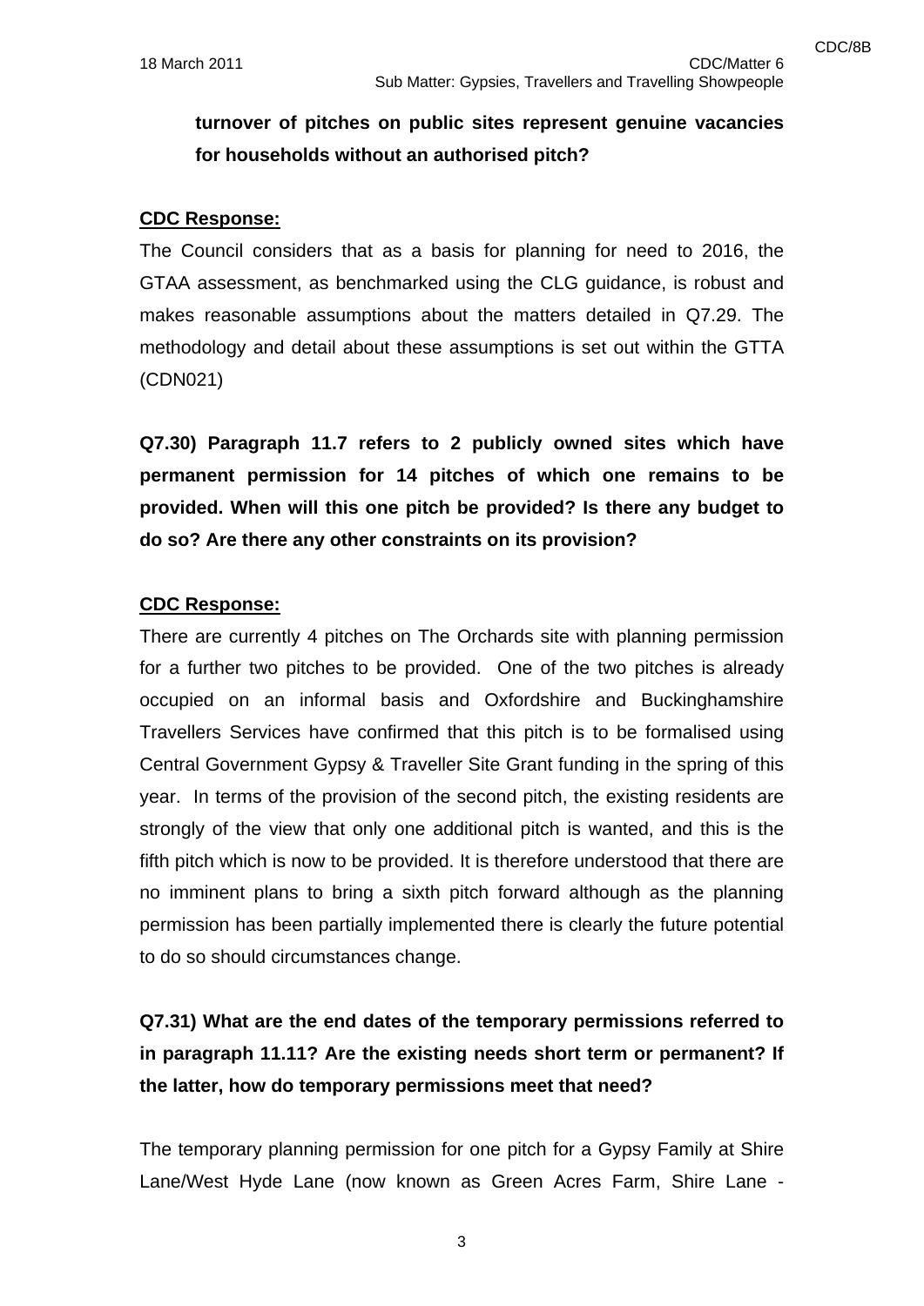**turnover of pitches on public sites represent genuine vacancies for households without an authorised pitch?**

**CDC Response:**

The Council considers that as a basis for planning for need to 2016, the GTAA assessment, as benchmarked using the CLG guidance, is robust and makes reasonable assumptions about the matters detailed in Q7.29. The methodology and detail about these assumptions is set out within the GTTA (CDN021)

**Q7.30) Paragraph 11.7 refers to 2 publicly owned sites which have permanent permission for 14 pitches of which one remains to be provided. When will this one pitch be provided? Is there any budget to do so? Are there any other constraints on its provision?**

**CDC Response:**

There are currently 4 pitches on The Orchards site with planning permission for a further two pitches to be provided. One of the two pitches is already occupied on an informal basis and Oxfordshire and Buckinghamshire Travellers Services have confirmed that this pitch is to be formalised using Central Government Gypsy & Traveller Site Grant funding in the spring of this year. In terms of the provision of the second pitch, the existing residents are strongly of the view that only one additional pitch is wanted, and this is the fifth pitch which is now to be provided. It is therefore understood that there are no imminent plans to bring a sixth pitch forward although as the planning permission has been partially implemented there is clearly the future potential to do so should circumstances change.

**Q7.31) What are the end dates of the temporary permissions referred to in paragraph 11.11? Are the existing needs short term or permanent? If the latter, how do temporary permissions meet that need?**

The temporary planning permission for one pitch for a Gypsy Family at Shire Lane/West Hyde Lane (now known as Green Acres Farm, Shire Lane -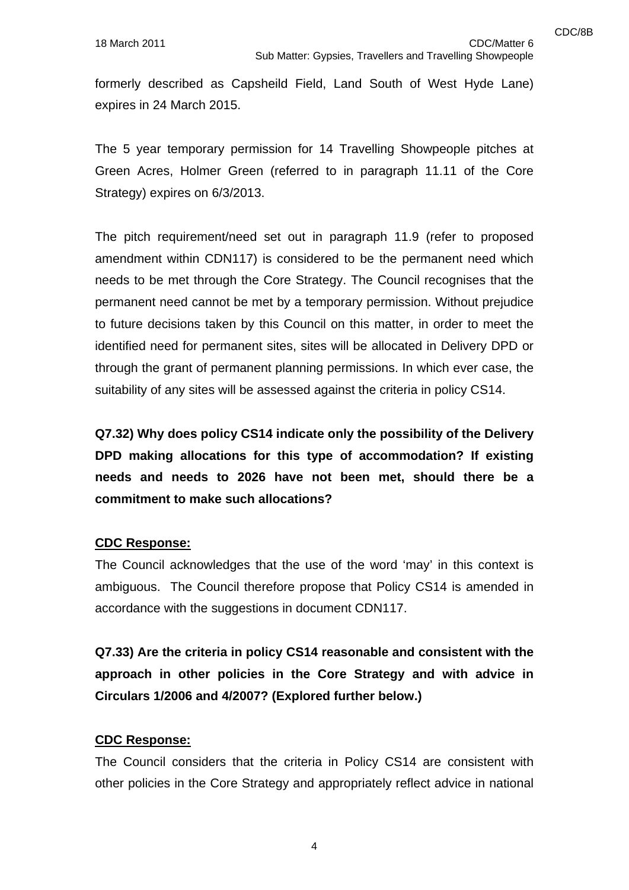formerly described as Capsheild Field, Land South of West Hyde Lane) expires in 24 March 2015.

The 5 year temporary permission for 14 Travelling Showpeople pitches at Green Acres, Holmer Green (referred to in paragraph 11.11 of the Core Strategy) expires on 6/3/2013.

The pitch requirement/need set out in paragraph 11.9 (refer to proposed amendment within CDN117) is considered to be the permanent need which needs to be met through the Core Strategy. The Council recognises that the permanent need cannot be met by a temporary permission. Without prejudice to future decisions taken by this Council on this matter, in order to meet the identified need for permanent sites, sites will be allocated in Delivery DPD or through the grant of permanent planning permissions. In which ever case, the suitability of any sites will be assessed against the criteria in policy CS14.

**Q7.32) Why does policy CS14 indicate only the possibility of the Delivery DPD making allocations for this type of accommodation? If existing needs and needs to 2026 have not been met, should there be a commitment to make such allocations?**

**CDC Response:**

The Council acknowledges that the use of the word 'may' in this context is ambiguous. The Council therefore propose that Policy CS14 is amended in accordance with the suggestions in document CDN117.

**Q7.33) Are the criteria in policy CS14 reasonable and consistent with the approach in other policies in the Core Strategy and with advice in Circulars 1/2006 and 4/2007? (Explored further below.)**

**CDC Response:**

The Council considers that the criteria in Policy CS14 are consistent with other policies in the Core Strategy and appropriately reflect advice in national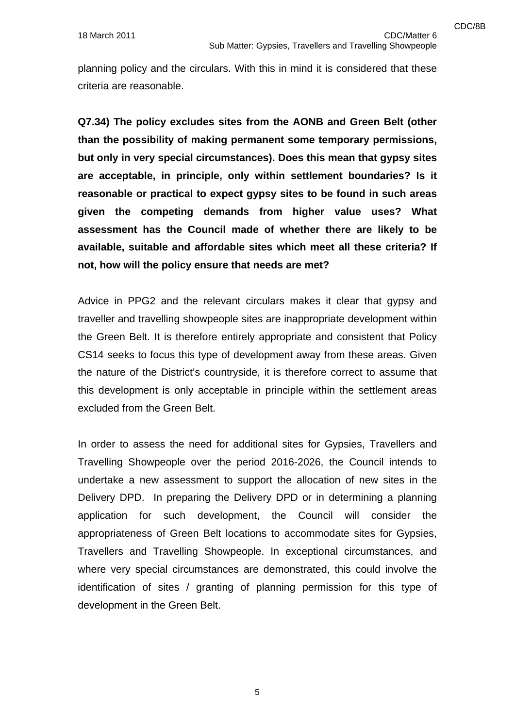planning policy and the circulars. With this in mind it is considered that these criteria are reasonable.

**Q7.34) The policy excludes sites from the AONB and Green Belt (other than the possibility of making permanent some temporary permissions, but only in very special circumstances). Does this mean that gypsy sites are acceptable, in principle, only within settlement boundaries? Is it reasonable or practical to expect gypsy sites to be found in such areas given the competing demands from higher value uses? What assessment has the Council made of whether there are likely to be available, suitable and affordable sites which meet all these criteria? If not, how will the policy ensure that needs are met?**

Advice in PPG2 and the relevant circulars makes it clear that gypsy and traveller and travelling showpeople sites are inappropriate development within the Green Belt. It is therefore entirely appropriate and consistent that Policy CS14 seeks to focus this type of development away from these areas. Given the nature of the District's countryside, it is therefore correct to assume that this development is only acceptable in principle within the settlement areas excluded from the Green Belt.

In order to assess the need for additional sites for Gypsies, Travellers and Travelling Showpeople over the period 2016-2026, the Council intends to undertake a new assessment to support the allocation of new sites in the Delivery DPD. In preparing the Delivery DPD or in determining a planning application for such development, the Council will consider the appropriateness of Green Belt locations to accommodate sites for Gypsies, Travellers and Travelling Showpeople. In exceptional circumstances, and where very special circumstances are demonstrated, this could involve the identification of sites / granting of planning permission for this type of development in the Green Belt.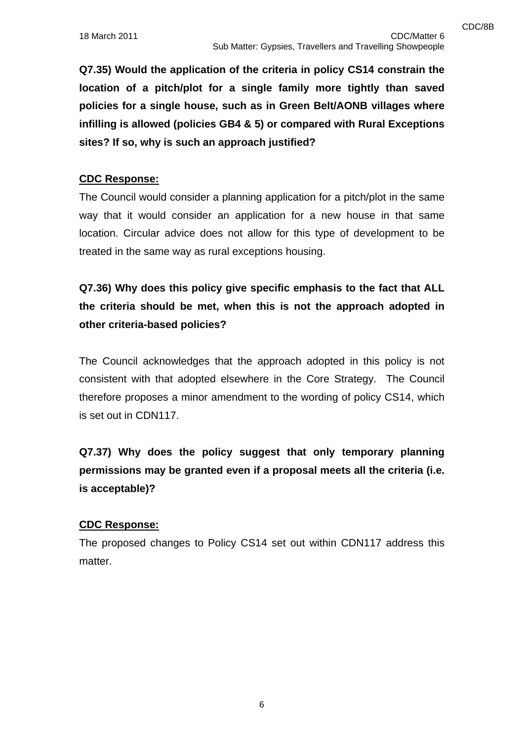**Q7.35) Would the application of the criteria in policy CS14 constrain the location of a pitch/plot for a single family more tightly than saved policies for a single house, such as in Green Belt/AONB villages where infilling is allowed (policies GB4 & 5) or compared with Rural Exceptions sites? If so, why is such an approach justified?**

**CDC Response:**

The Council would consider a planning application for a pitch/plot in the same way that it would consider an application for a new house in that same location. Circular advice does not allow for this type of development to be treated in the same way as rural exceptions housing.

**Q7.36) Why does this policy give specific emphasis to the fact that ALL the criteria should be met, when this is not the approach adopted in other criteria-based policies?**

The Council acknowledges that the approach adopted in this policy is not consistent with that adopted elsewhere in the Core Strategy. The Council therefore proposes a minor amendment to the wording of policy CS14, which is set out in CDN117.

**Q7.37) Why does the policy suggest that only temporary planning permissions may be granted even if a proposal meets all the criteria (i.e. is acceptable)?**

**CDC Response:**

The proposed changes to Policy CS14 set out within CDN117 address this matter.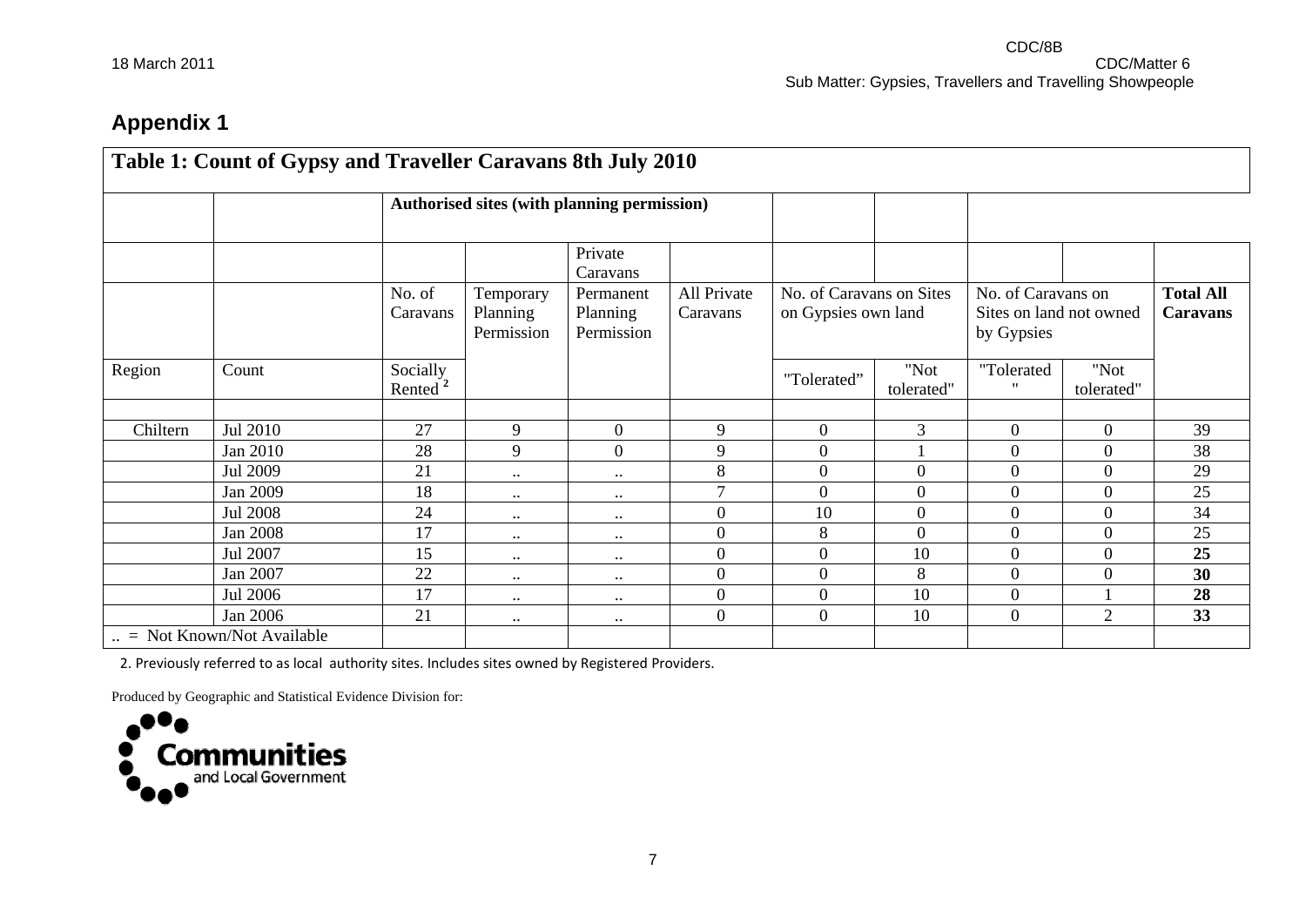## Appendix 1

| Table 1: Count of Gypsy and Traveller Caravans 8th July 2010 | | | | | | | | | | |
|---|---|---|---|---|---|---|---|---|---|---|
| | | Authorised sites (with planning permission) | | | | | | | | |
| | | | | Private Caravans | | | | | | |
| | | No. of Caravans | Temporary Planning Permission | Permanent Planning Permission | All Private Caravans | No. of Caravans on Sites on Gypsies own land | | No. of Caravans on Sites on land not owned by Gypsies | | **Total All Caravans** |
| Region | Count | Socially Rented [2] | | | | "Tolerated" | "Not tolerated" | "Tolerated" | "Not tolerated" | |
| | | | | | | | | | | |
| Chiltern | Jul 2010 | 27 | 9 | 0 | 9 | 0 | 3 | 0 | 0 | 39 |
| | Jan 2010 | 28 | 9 | 0 | 9 | 0 | 1 | 0 | 0 | 38 |
| | Jul 2009 | 21 | .. | .. | 8 | 0 | 0 | 0 | 0 | 29 |
| | Jan 2009 | 18 | .. | .. | 7 | 0 | 0 | 0 | 0 | 25 |
| | Jul 2008 | 24 | .. | .. | 0 | 10 | 0 | 0 | 0 | 34 |
| | Jan 2008 | 17 | .. | .. | 0 | 8 | 0 | 0 | 0 | 25 |
| | Jul 2007 | 15 | .. | .. | 0 | 0 | 10 | 0 | 0 | **25** |
| | Jan 2007 | 22 | .. | .. | 0 | 0 | 8 | 0 | 0 | **30** |
| | Jul 2006 | 17 | .. | .. | 0 | 0 | 10 | 0 | 1 | **28** |
| | Jan 2006 | 21 | .. | .. | 0 | 0 | 10 | 0 | 2 | **33** |
| .. = Not Known/Not Available | | | | | | | | | | |

2. Previously referred to as local authority sites. Includes sites owned by Registered Providers.

Produced by Geographic and Statistical Evidence Division for:

Communities and Local Government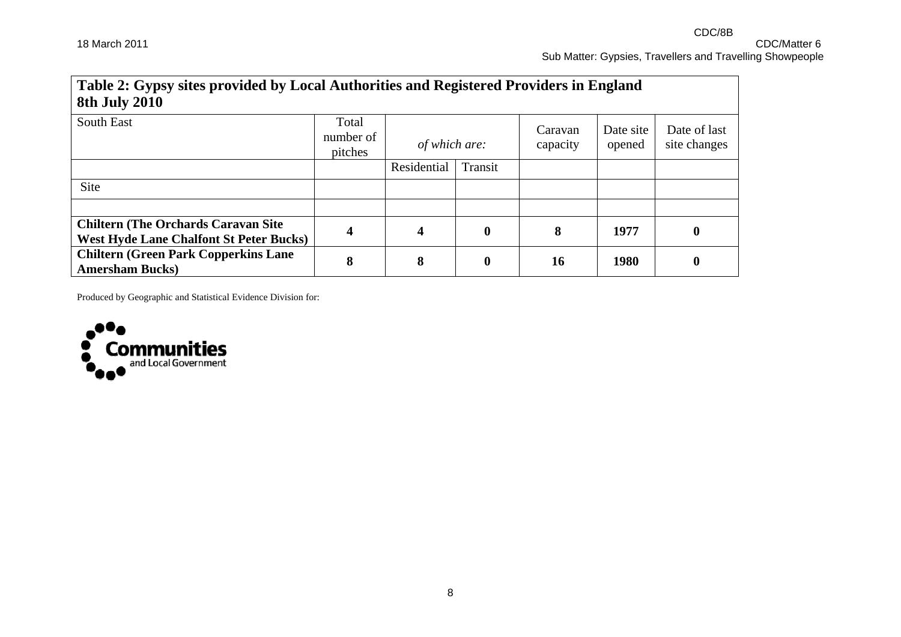| **Table 2: Gypsy sites provided by Local Authorities and Registered Providers in England 8th July 2010** | | | | | | |
|---|---|---|---|---|---|---|
| South East | Total number of pitches | *of which are:* | | Caravan capacity | Date site opened | Date of last site changes |
| | | Residential | Transit | | | |
| Site | | | | | | |
| | | | | | | |
| **Chiltern (The Orchards Caravan Site West Hyde Lane Chalfont St Peter Bucks)** | **4** | **4** | **0** | **8** | **1977** | **0** |
| **Chiltern (Green Park Copperkins Lane Amersham Bucks)** | **8** | **8** | **0** | **16** | **1980** | **0** |

Produced by Geographic and Statistical Evidence Division for:

Communities and Local Government